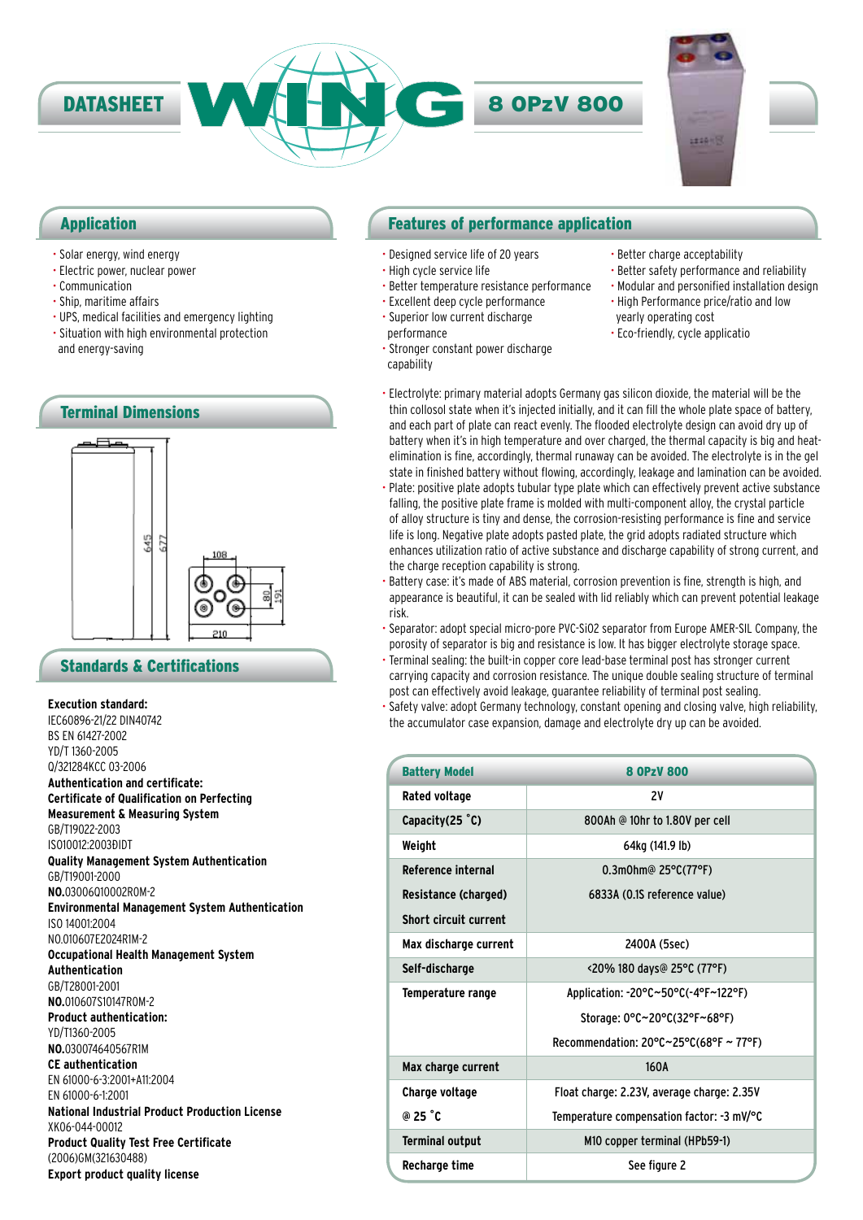DATASHEET **WING** **8 OPzV 800**

## Application

- Solar energy, wind energy
- Electric power, nuclear power
- Communication
- Ship, maritime affairs
- UPS, medical facilities and emergency lighting
- Situation with high environmental protection and energy-saving

## Terminal Dimensions

645 677 108 80 191 210

## Standards & Certifications

**Execution standard:**
IEC60896-21/22 DIN40742
BS EN 61427-2002
YD/T 1360-2005
Q/321284KCC 03-2006
**Authentication and certificate:**
**Certificate of Qualification on Perfecting Measurement & Measuring System**
GB/T19022-2003
ISO10012:2003ÐIDT
**Quality Management System Authentication**
GB/T19001-2000
**NO.**03006Q10002R0M-2
**Environmental Management System Authentication**
ISO 14001:2004
NO.010607E2024R1M-2
**Occupational Health Management System Authentication**
GB/T28001-2001
**NO.**010607S10147R0M-2
**Product authentication:**
YD/T1360-2005
**NO.**030074640567R1M
**CE authentication**
EN 61000-6-3:2001+A11:2004
EN 61000-6-1:2001
**National Industrial Product Production License**
XK06-044-00012
**Product Quality Test Free Certificate**
(2006)GM(321630488)
**Export product quality license**

## Features of performance application

- Designed service life of 20 years
- High cycle service life
- Better temperature resistance performance
- Excellent deep cycle performance
- Superior low current discharge performance
- Stronger constant power discharge capability
- Better charge acceptability
- Better safety performance and reliability
- Modular and personified installation design
- High Performance price/ratio and low yearly operating cost
- Eco-friendly, cycle applicatio

- Electrolyte: primary material adopts Germany gas silicon dioxide, the material will be the thin collosol state when it's injected initially, and it can fill the whole plate space of battery, and each part of plate can react evenly. The flooded electrolyte design can avoid dry up of battery when it's in high temperature and over charged, the thermal capacity is big and heat-elimination is fine, accordingly, thermal runaway can be avoided. The electrolyte is in the gel state in finished battery without flowing, accordingly, leakage and lamination can be avoided.
- Plate: positive plate adopts tubular type plate which can effectively prevent active substance falling, the positive plate frame is molded with multi-component alloy, the crystal particle of alloy structure is tiny and dense, the corrosion-resisting performance is fine and service life is long. Negative plate adopts pasted plate, the grid adopts radiated structure which enhances utilization ratio of active substance and discharge capability of strong current, and the charge reception capability is strong.
- Battery case: it's made of ABS material, corrosion prevention is fine, strength is high, and appearance is beautiful, it can be sealed with lid reliably which can prevent potential leakage risk.
- Separator: adopt special micro-pore PVC-SiO2 separator from Europe AMER-SIL Company, the porosity of separator is big and resistance is low. It has bigger electrolyte storage space.
- Terminal sealing: the built-in copper core lead-base terminal post has stronger current carrying capacity and corrosion resistance. The unique double sealing structure of terminal post can effectively avoid leakage, guarantee reliability of terminal post sealing.
- Safety valve: adopt Germany technology, constant opening and closing valve, high reliability, the accumulator case expansion, damage and electrolyte dry up can be avoided.

| Battery Model | 8 OPzV 800 |
|---|---|
| Rated voltage | 2V |
| Capacity(25 ˚C) | 800Ah @ 10hr to 1.80V per cell |
| Weight | 64kg (141.9 lb) |
| Reference internal Resistance (charged) | 0.3mOhm@ 25°C(77°F) |
| Short circuit current | 6833A (0.1S reference value) |
| Max discharge current | 2400A (5sec) |
| Self-discharge | <20% 180 days@ 25°C (77°F) |
| Temperature range | Application: -20°C~50°C(-4°F~122°F)<br>Storage: 0°C~20°C(32°F~68°F)<br>Recommendation: 20°C~25°C(68°F ~ 77°F) |
| Max charge current | 160A |
| Charge voltage @ 25 ˚C | Float charge: 2.23V, average charge: 2.35V<br>Temperature compensation factor: -3 mV/°C |
| Terminal output | M10 copper terminal (HPb59-1) |
| Recharge time | See figure 2 |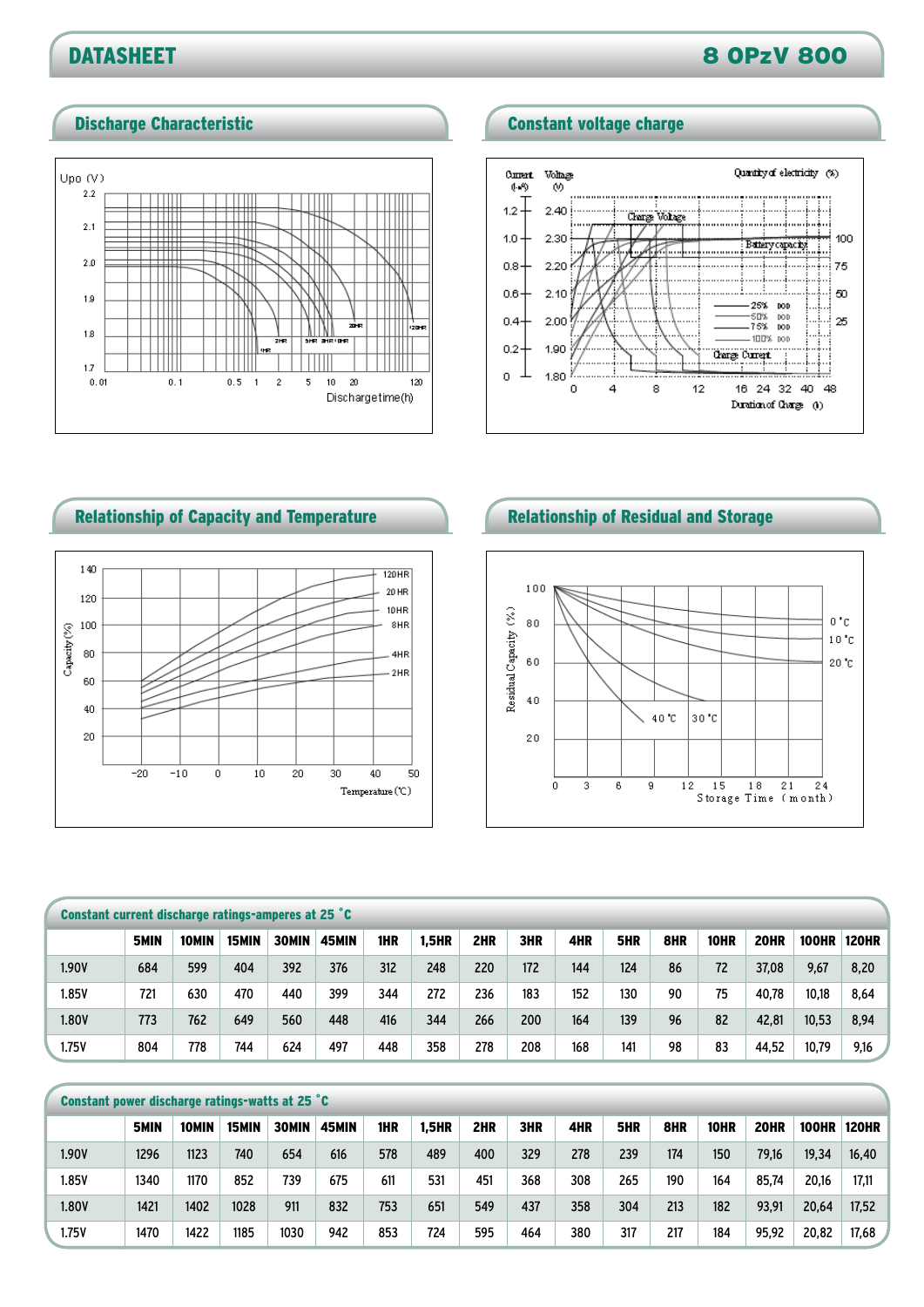# DATASHEET

# 8 OPzV 800

## Discharge Characteristic

Upo (V)

2.2
2.1
2.0
1.9
1.8
1.7

0.01 0.1 0.5 1 2 5 10 20 120

Dischargetime(h)

1HR 2HR 5HR 8HR 10HR 20HR 120HR

## Constant voltage charge

Current (I∞A) Voltage (V) Quantity of electricity (%)

1.2 1.0 0.8 0.6 0.4 0.2 0

2.40 2.30 2.20 2.10 2.00 1.90 1.80

100 75 50 25

Charge Voltage

Battery capacity

Charge Current

25% DOD
50% DOD
75% DOD
100% DOD

0 4 8 12 16 24 32 40 48

Duration of Charge (h)

## Relationship of Capacity and Temperature

Capacity (%)

140 120 100 80 60 40 20

-20 -10 0 10 20 30 40 50

Temperature (℃)

120HR
20HR
10HR
8HR
4HR
2HR

## Relationship of Residual and Storage

Residual Capacity (%)

100 80 60 40 20

0 3 6 9 12 15 18 21 24

Storage Time (month)

0℃
10℃
20℃
30℃
40℃

## Constant current discharge ratings-amperes at 25 °C

| | 5MIN | 10MIN | 15MIN | 30MIN | 45MIN | 1HR | 1,5HR | 2HR | 3HR | 4HR | 5HR | 8HR | 10HR | 20HR | 100HR | 120HR |
|---|---|---|---|---|---|---|---|---|---|---|---|---|---|---|---|---|
| 1.90V | 684 | 599 | 404 | 392 | 376 | 312 | 248 | 220 | 172 | 144 | 124 | 86 | 72 | 37,08 | 9,67 | 8,20 |
| 1.85V | 721 | 630 | 470 | 440 | 399 | 344 | 272 | 236 | 183 | 152 | 130 | 90 | 75 | 40,78 | 10,18 | 8,64 |
| 1.80V | 773 | 762 | 649 | 560 | 448 | 416 | 344 | 266 | 200 | 164 | 139 | 96 | 82 | 42,81 | 10,53 | 8,94 |
| 1.75V | 804 | 778 | 744 | 624 | 497 | 448 | 358 | 278 | 208 | 168 | 141 | 98 | 83 | 44,52 | 10,79 | 9,16 |

## Constant power discharge ratings-watts at 25 °C

| | 5MIN | 10MIN | 15MIN | 30MIN | 45MIN | 1HR | 1,5HR | 2HR | 3HR | 4HR | 5HR | 8HR | 10HR | 20HR | 100HR | 120HR |
|---|---|---|---|---|---|---|---|---|---|---|---|---|---|---|---|---|
| 1.90V | 1296 | 1123 | 740 | 654 | 616 | 578 | 489 | 400 | 329 | 278 | 239 | 174 | 150 | 79,16 | 19,34 | 16,40 |
| 1.85V | 1340 | 1170 | 852 | 739 | 675 | 611 | 531 | 451 | 368 | 308 | 265 | 190 | 164 | 85,74 | 20,16 | 17,11 |
| 1.80V | 1421 | 1402 | 1028 | 911 | 832 | 753 | 651 | 549 | 437 | 358 | 304 | 213 | 182 | 93,91 | 20,64 | 17,52 |
| 1.75V | 1470 | 1422 | 1185 | 1030 | 942 | 853 | 724 | 595 | 464 | 380 | 317 | 217 | 184 | 95,92 | 20,82 | 17,68 |